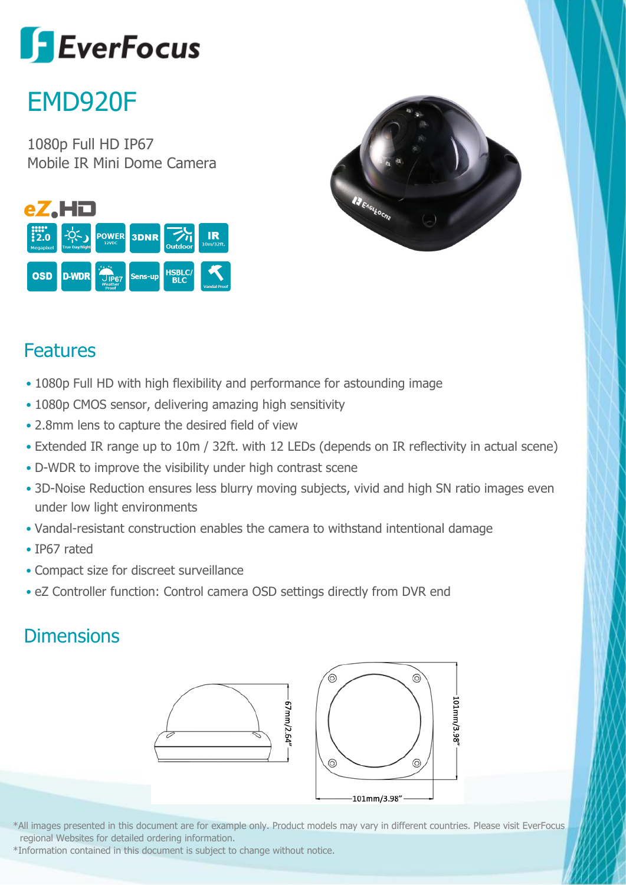EverFocus

# EMD920F

1080p Full HD IP67
Mobile IR Mini Dome Camera

eZ.HD

2.0 Megapixel | True Day/Night | POWER 12VDC | 3DNR | Outdoor | IR 10m/32ft.

OSD | D-WDR | IP67 Weather Proof | Sens-up | HSBLC/BLC | Vandal Proof

## Features

- 1080p Full HD with high flexibility and performance for astounding image
- 1080p CMOS sensor, delivering amazing high sensitivity
- 2.8mm lens to capture the desired field of view
- Extended IR range up to 10m / 32ft. with 12 LEDs (depends on IR reflectivity in actual scene)
- D-WDR to improve the visibility under high contrast scene
- 3D-Noise Reduction ensures less blurry moving subjects, vivid and high SN ratio images even under low light environments
- Vandal-resistant construction enables the camera to withstand intentional damage
- IP67 rated
- Compact size for discreet surveillance
- eZ Controller function: Control camera OSD settings directly from DVR end

## Dimensions

67mm/2.64"

101mm/3.98"

101mm/3.98"

*All images presented in this document are for example only. Product models may vary in different countries. Please visit EverFocus regional Websites for detailed ordering information.
*Information contained in this document is subject to change without notice.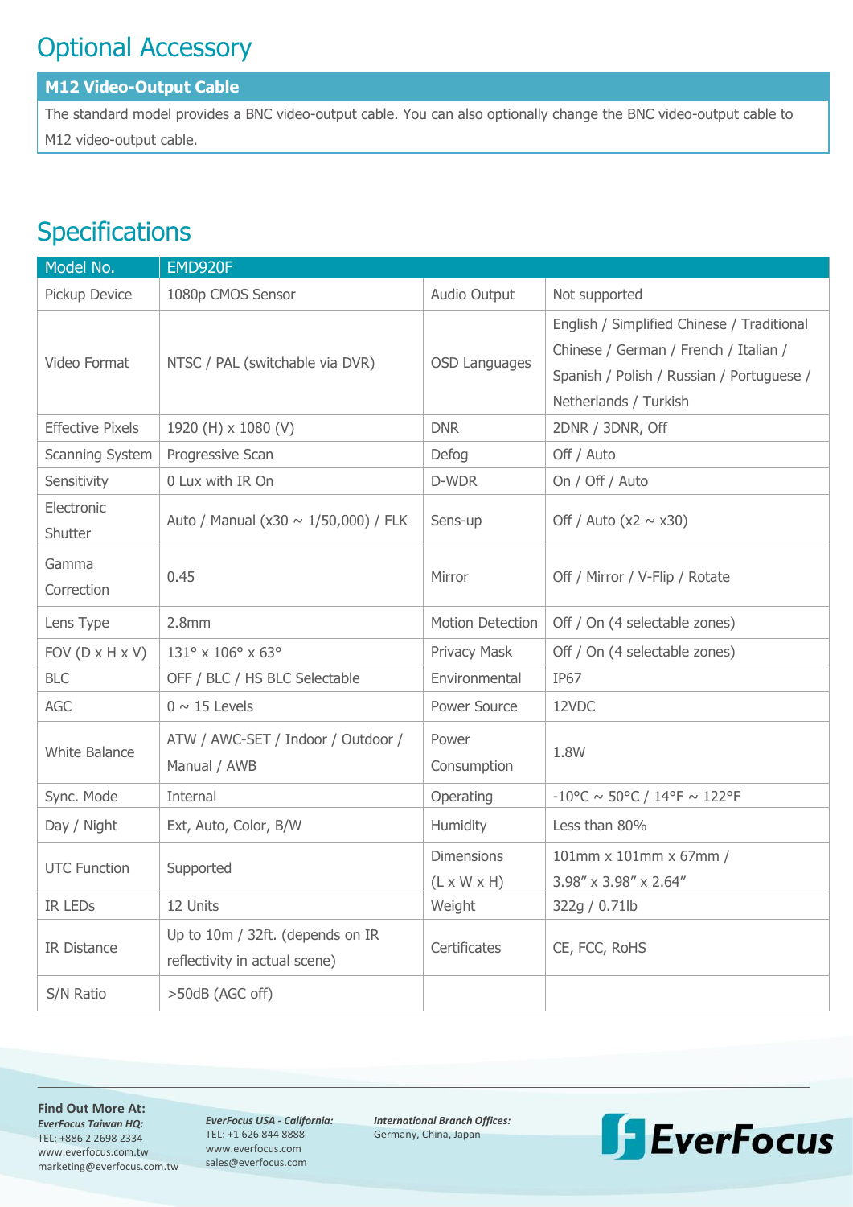## Optional Accessory

### M12 Video-Output Cable

The standard model provides a BNC video-output cable. You can also optionally change the BNC video-output cable to M12 video-output cable.

## Specifications

| Model No. | EMD920F | | |
|---|---|---|---|
| Pickup Device | 1080p CMOS Sensor | Audio Output | Not supported |
| Video Format | NTSC / PAL (switchable via DVR) | OSD Languages | English / Simplified Chinese / Traditional Chinese / German / French / Italian / Spanish / Polish / Russian / Portuguese / Netherlands / Turkish |
| Effective Pixels | 1920 (H) x 1080 (V) | DNR | 2DNR / 3DNR, Off |
| Scanning System | Progressive Scan | Defog | Off / Auto |
| Sensitivity | 0 Lux with IR On | D-WDR | On / Off / Auto |
| Electronic Shutter | Auto / Manual (x30 ~ 1/50,000) / FLK | Sens-up | Off / Auto (x2 ~ x30) |
| Gamma Correction | 0.45 | Mirror | Off / Mirror / V-Flip / Rotate |
| Lens Type | 2.8mm | Motion Detection | Off / On (4 selectable zones) |
| FOV (D x H x V) | 131° x 106° x 63° | Privacy Mask | Off / On (4 selectable zones) |
| BLC | OFF / BLC / HS BLC Selectable | Environmental | IP67 |
| AGC | 0 ~ 15 Levels | Power Source | 12VDC |
| White Balance | ATW / AWC-SET / Indoor / Outdoor / Manual / AWB | Power Consumption | 1.8W |
| Sync. Mode | Internal | Operating | -10°C ~ 50°C / 14°F ~ 122°F |
| Day / Night | Ext, Auto, Color, B/W | Humidity | Less than 80% |
| UTC Function | Supported | Dimensions (L x W x H) | 101mm x 101mm x 67mm / 3.98" x 3.98" x 2.64" |
| IR LEDs | 12 Units | Weight | 322g / 0.71lb |
| IR Distance | Up to 10m / 32ft. (depends on IR reflectivity in actual scene) | Certificates | CE, FCC, RoHS |
| S/N Ratio | >50dB (AGC off) | | |

**Find Out More At:**

***EverFocus Taiwan HQ:***
TEL: +886 2 2698 2334
www.everfocus.com.tw
marketing@everfocus.com.tw

***EverFocus USA - California:***
TEL: +1 626 844 8888
www.everfocus.com
sales@everfocus.com

***International Branch Offices:***
Germany, China, Japan

EverFocus